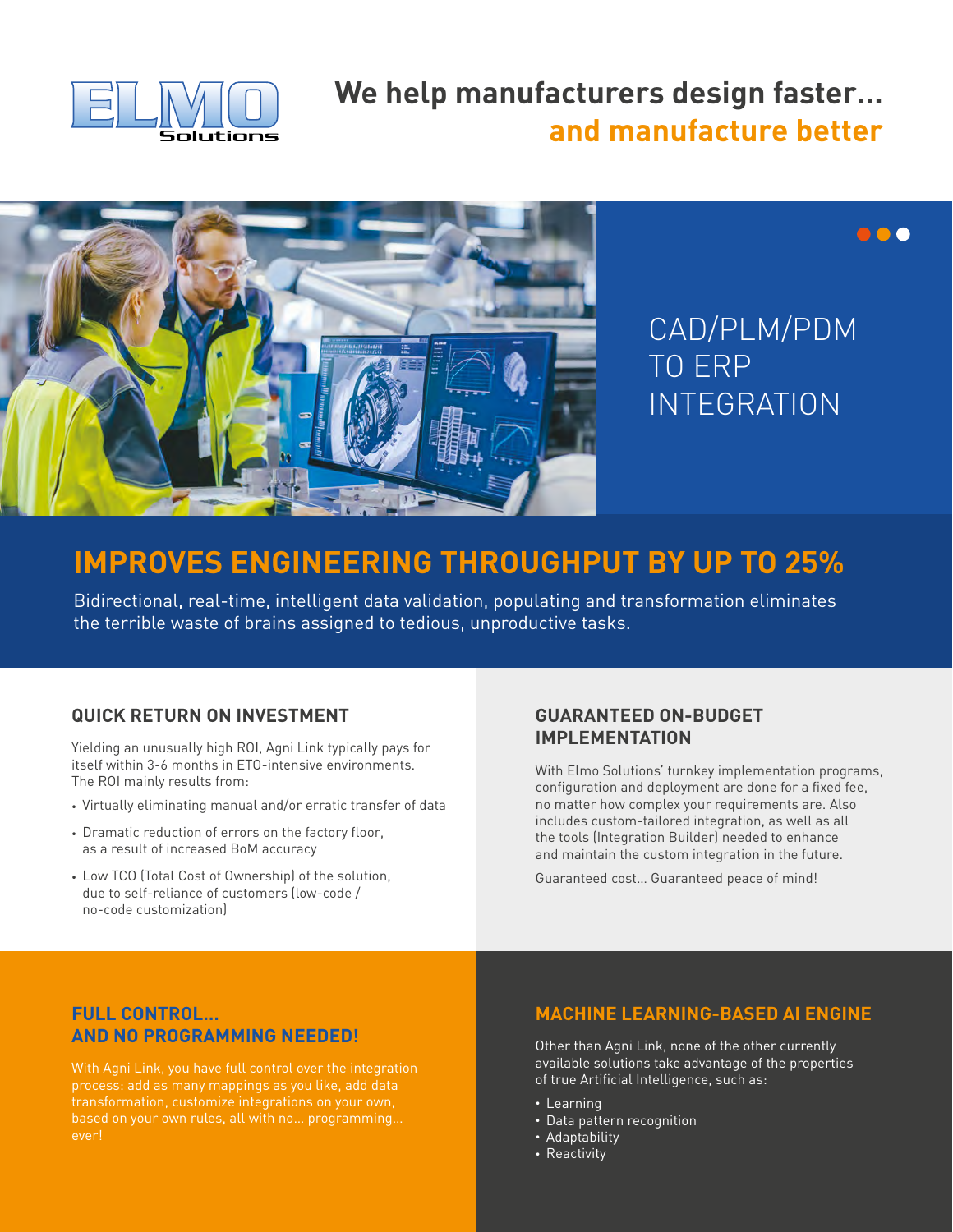ELMO Solutions

# We help manufacturers design faster... and manufacture better

## CAD/PLM/PDM TO ERP INTEGRATION

## IMPROVES ENGINEERING THROUGHPUT BY UP TO 25%

Bidirectional, real-time, intelligent data validation, populating and transformation eliminates the terrible waste of brains assigned to tedious, unproductive tasks.

### QUICK RETURN ON INVESTMENT

Yielding an unusually high ROI, Agni Link typically pays for itself within 3-6 months in ETO-intensive environments. The ROI mainly results from:

- Virtually eliminating manual and/or erratic transfer of data
- Dramatic reduction of errors on the factory floor, as a result of increased BoM accuracy
- Low TCO (Total Cost of Ownership) of the solution, due to self-reliance of customers (low-code / no-code customization)

### GUARANTEED ON-BUDGET IMPLEMENTATION

With Elmo Solutions' turnkey implementation programs, configuration and deployment are done for a fixed fee, no matter how complex your requirements are. Also includes custom-tailored integration, as well as all the tools (Integration Builder) needed to enhance and maintain the custom integration in the future.

Guaranteed cost... Guaranteed peace of mind!

### FULL CONTROL... AND NO PROGRAMMING NEEDED!

With Agni Link, you have full control over the integration process: add as many mappings as you like, add data transformation, customize integrations on your own, based on your own rules, all with no... programming... ever!

### MACHINE LEARNING-BASED AI ENGINE

Other than Agni Link, none of the other currently available solutions take advantage of the properties of true Artificial Intelligence, such as:

- Learning
- Data pattern recognition
- Adaptability
- Reactivity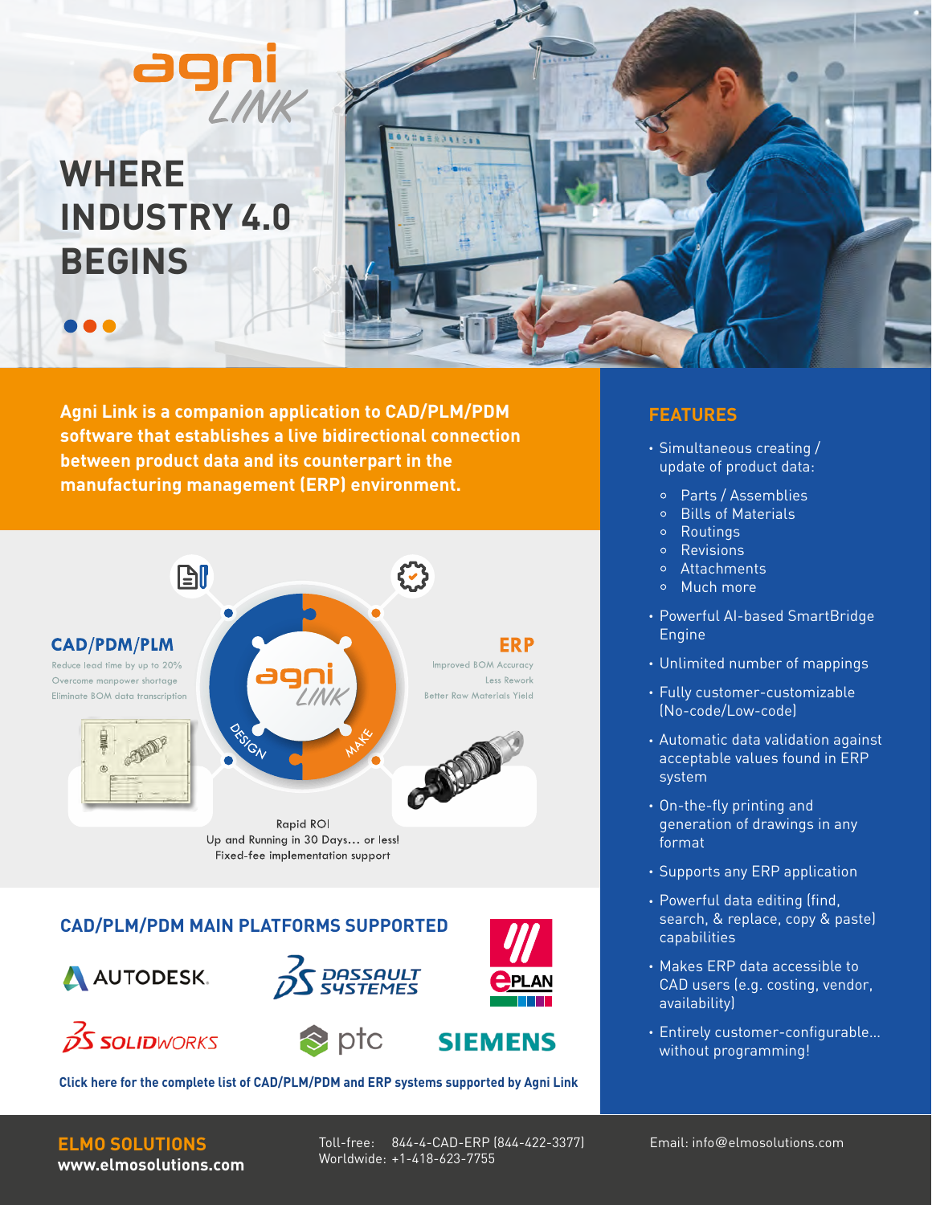# agni LINK

## WHERE INDUSTRY 4.0 BEGINS

**Agni Link is a companion application to CAD/PLM/PDM software that establishes a live bidirectional connection between product data and its counterpart in the manufacturing management (ERP) environment.**

### CAD/PDM/PLM

Reduce lead time by up to 20%
Overcome manpower shortage
Eliminate BOM data transcription

### ERP

Improved BOM Accuracy
Less Rework
Better Raw Materials Yield

agni LINK
DESIGN
MAKE

Rapid ROI
Up and Running in 30 Days… or less!
Fixed-fee implementation support

## CAD/PLM/PDM MAIN PLATFORMS SUPPORTED

AUTODESK
DASSAULT SYSTEMES
EPLAN
SOLIDWORKS
ptc
SIEMENS

**Click here for the complete list of CAD/PLM/PDM and ERP systems supported by Agni Link**

## FEATURES

- Simultaneous creating / update of product data:
  - Parts / Assemblies
  - Bills of Materials
  - Routings
  - Revisions
  - Attachments
  - Much more
- Powerful AI-based SmartBridge Engine
- Unlimited number of mappings
- Fully customer-customizable (No-code/Low-code)
- Automatic data validation against acceptable values found in ERP system
- On-the-fly printing and generation of drawings in any format
- Supports any ERP application
- Powerful data editing (find, search, & replace, copy & paste) capabilities
- Makes ERP data accessible to CAD users (e.g. costing, vendor, availability)
- Entirely customer-configurable… without programming!

**ELMO SOLUTIONS**
**www.elmosolutions.com**

Toll-free: 844-4-CAD-ERP (844-422-3377)
Worldwide: +1-418-623-7755

Email: info@elmosolutions.com